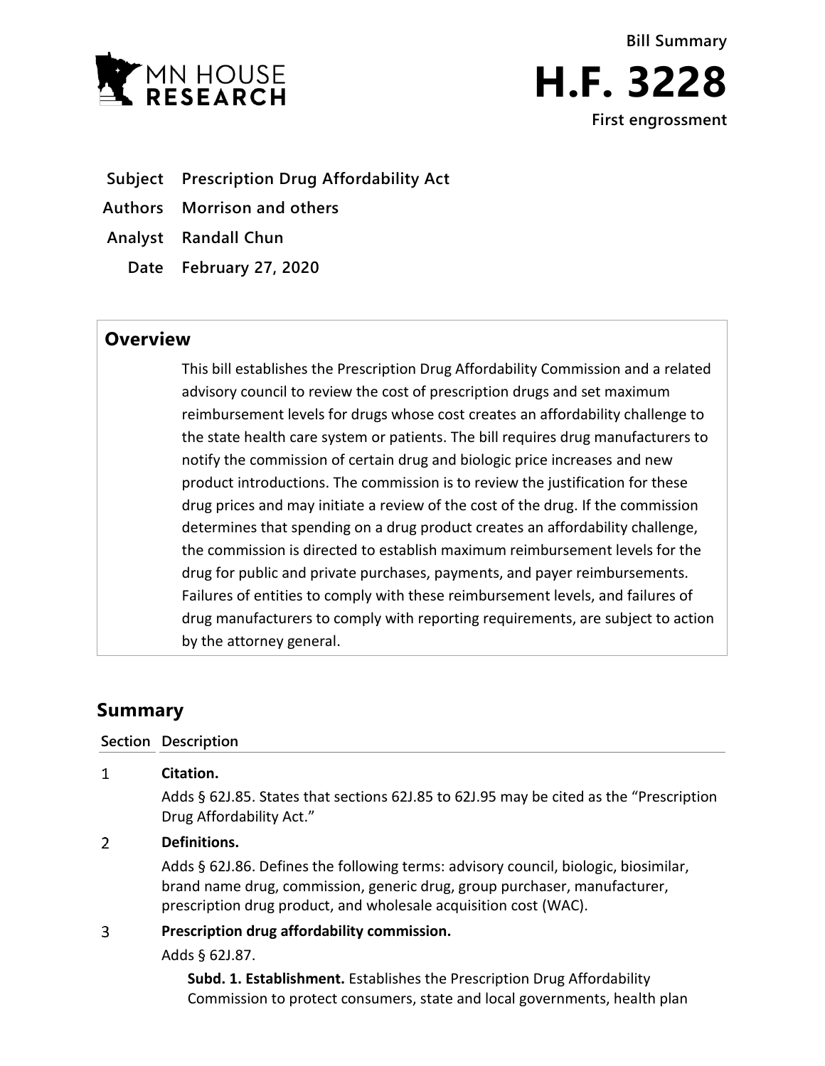MN HOUSE RESEARCH

**Bill Summary**

# H.F. 3228

**First engrossment**

| | |
|---|---|
| **Subject** | **Prescription Drug Affordability Act** |
| **Authors** | **Morrison and others** |
| **Analyst** | **Randall Chun** |
| **Date** | **February 27, 2020** |

## Overview

This bill establishes the Prescription Drug Affordability Commission and a related advisory council to review the cost of prescription drugs and set maximum reimbursement levels for drugs whose cost creates an affordability challenge to the state health care system or patients. The bill requires drug manufacturers to notify the commission of certain drug and biologic price increases and new product introductions. The commission is to review the justification for these drug prices and may initiate a review of the cost of the drug. If the commission determines that spending on a drug product creates an affordability challenge, the commission is directed to establish maximum reimbursement levels for the drug for public and private purchases, payments, and payer reimbursements. Failures of entities to comply with these reimbursement levels, and failures of drug manufacturers to comply with reporting requirements, are subject to action by the attorney general.

## Summary

| Section | Description |
|---|---|
| 1 | **Citation.**<br>Adds § 62J.85. States that sections 62J.85 to 62J.95 may be cited as the "Prescription Drug Affordability Act." |
| 2 | **Definitions.**<br>Adds § 62J.86. Defines the following terms: advisory council, biologic, biosimilar, brand name drug, commission, generic drug, group purchaser, manufacturer, prescription drug product, and wholesale acquisition cost (WAC). |
| 3 | **Prescription drug affordability commission.**<br>Adds § 62J.87.<br>**Subd. 1. Establishment.** Establishes the Prescription Drug Affordability Commission to protect consumers, state and local governments, health plan |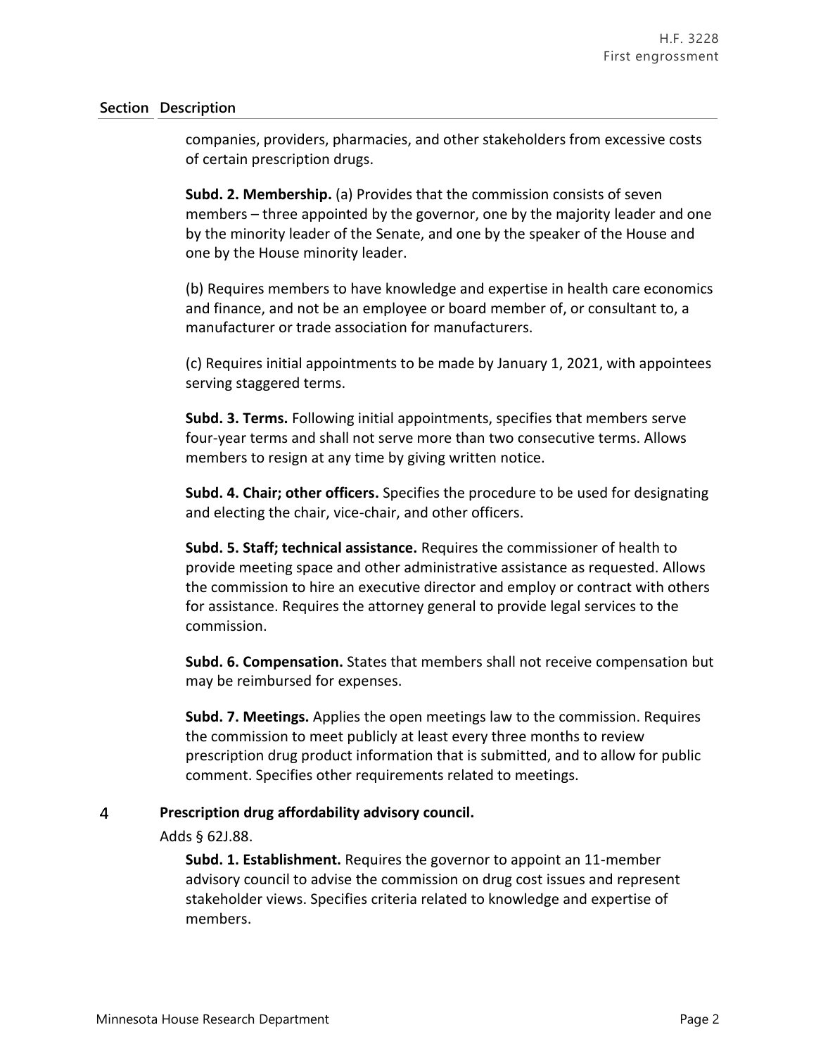| Section | Description |
|---|---|
| | companies, providers, pharmacies, and other stakeholders from excessive costs of certain prescription drugs. |
| | **Subd. 2. Membership.** (a) Provides that the commission consists of seven members – three appointed by the governor, one by the majority leader and one by the minority leader of the Senate, and one by the speaker of the House and one by the House minority leader. |
| | (b) Requires members to have knowledge and expertise in health care economics and finance, and not be an employee or board member of, or consultant to, a manufacturer or trade association for manufacturers. |
| | (c) Requires initial appointments to be made by January 1, 2021, with appointees serving staggered terms. |
| | **Subd. 3. Terms.** Following initial appointments, specifies that members serve four-year terms and shall not serve more than two consecutive terms. Allows members to resign at any time by giving written notice. |
| | **Subd. 4. Chair; other officers.** Specifies the procedure to be used for designating and electing the chair, vice-chair, and other officers. |
| | **Subd. 5. Staff; technical assistance.** Requires the commissioner of health to provide meeting space and other administrative assistance as requested. Allows the commission to hire an executive director and employ or contract with others for assistance. Requires the attorney general to provide legal services to the commission. |
| | **Subd. 6. Compensation.** States that members shall not receive compensation but may be reimbursed for expenses. |
| | **Subd. 7. Meetings.** Applies the open meetings law to the commission. Requires the commission to meet publicly at least every three months to review prescription drug product information that is submitted, and to allow for public comment. Specifies other requirements related to meetings. |
| 4 | **Prescription drug affordability advisory council.** |
| | Adds § 62J.88. |
| | **Subd. 1. Establishment.** Requires the governor to appoint an 11-member advisory council to advise the commission on drug cost issues and represent stakeholder views. Specifies criteria related to knowledge and expertise of members. |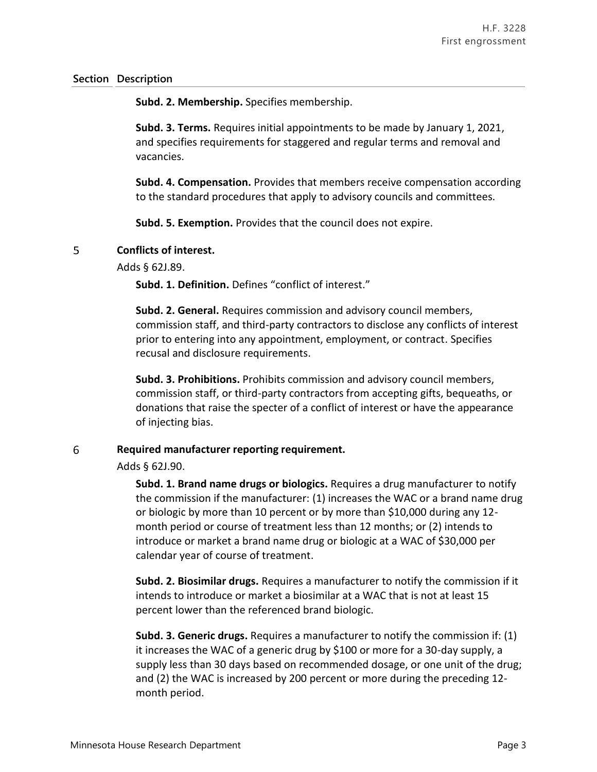| Section | Description |
|---|---|
| | **Subd. 2. Membership.** Specifies membership. |
| | **Subd. 3. Terms.** Requires initial appointments to be made by January 1, 2021, and specifies requirements for staggered and regular terms and removal and vacancies. |
| | **Subd. 4. Compensation.** Provides that members receive compensation according to the standard procedures that apply to advisory councils and committees. |
| | **Subd. 5. Exemption.** Provides that the council does not expire. |
| 5 | **Conflicts of interest.** |
| | Adds § 62J.89. |
| | **Subd. 1. Definition.** Defines "conflict of interest." |
| | **Subd. 2. General.** Requires commission and advisory council members, commission staff, and third-party contractors to disclose any conflicts of interest prior to entering into any appointment, employment, or contract. Specifies recusal and disclosure requirements. |
| | **Subd. 3. Prohibitions.** Prohibits commission and advisory council members, commission staff, or third-party contractors from accepting gifts, bequeaths, or donations that raise the specter of a conflict of interest or have the appearance of injecting bias. |
| 6 | **Required manufacturer reporting requirement.** |
| | Adds § 62J.90. |
| | **Subd. 1. Brand name drugs or biologics.** Requires a drug manufacturer to notify the commission if the manufacturer: (1) increases the WAC or a brand name drug or biologic by more than 10 percent or by more than $10,000 during any 12-month period or course of treatment less than 12 months; or (2) intends to introduce or market a brand name drug or biologic at a WAC of $30,000 per calendar year of course of treatment. |
| | **Subd. 2. Biosimilar drugs.** Requires a manufacturer to notify the commission if it intends to introduce or market a biosimilar at a WAC that is not at least 15 percent lower than the referenced brand biologic. |
| | **Subd. 3. Generic drugs.** Requires a manufacturer to notify the commission if: (1) it increases the WAC of a generic drug by $100 or more for a 30-day supply, a supply less than 30 days based on recommended dosage, or one unit of the drug; and (2) the WAC is increased by 200 percent or more during the preceding 12-month period. |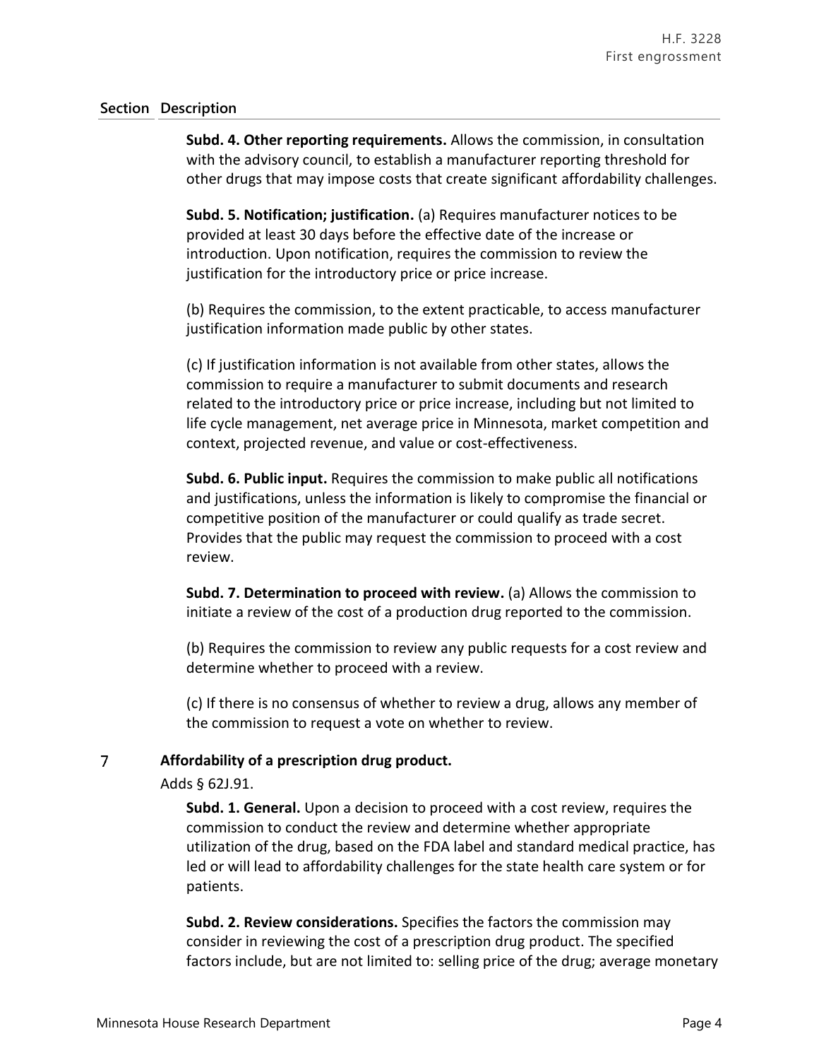| Section | Description |
|---|---|

**Subd. 4. Other reporting requirements.** Allows the commission, in consultation with the advisory council, to establish a manufacturer reporting threshold for other drugs that may impose costs that create significant affordability challenges.

**Subd. 5. Notification; justification.** (a) Requires manufacturer notices to be provided at least 30 days before the effective date of the increase or introduction. Upon notification, requires the commission to review the justification for the introductory price or price increase.

(b) Requires the commission, to the extent practicable, to access manufacturer justification information made public by other states.

(c) If justification information is not available from other states, allows the commission to require a manufacturer to submit documents and research related to the introductory price or price increase, including but not limited to life cycle management, net average price in Minnesota, market competition and context, projected revenue, and value or cost-effectiveness.

**Subd. 6. Public input.** Requires the commission to make public all notifications and justifications, unless the information is likely to compromise the financial or competitive position of the manufacturer or could qualify as trade secret. Provides that the public may request the commission to proceed with a cost review.

**Subd. 7. Determination to proceed with review.** (a) Allows the commission to initiate a review of the cost of a production drug reported to the commission.

(b) Requires the commission to review any public requests for a cost review and determine whether to proceed with a review.

(c) If there is no consensus of whether to review a drug, allows any member of the commission to request a vote on whether to review.

## 7 Affordability of a prescription drug product.

Adds § 62J.91.

**Subd. 1. General.** Upon a decision to proceed with a cost review, requires the commission to conduct the review and determine whether appropriate utilization of the drug, based on the FDA label and standard medical practice, has led or will lead to affordability challenges for the state health care system or for patients.

**Subd. 2. Review considerations.** Specifies the factors the commission may consider in reviewing the cost of a prescription drug product. The specified factors include, but are not limited to: selling price of the drug; average monetary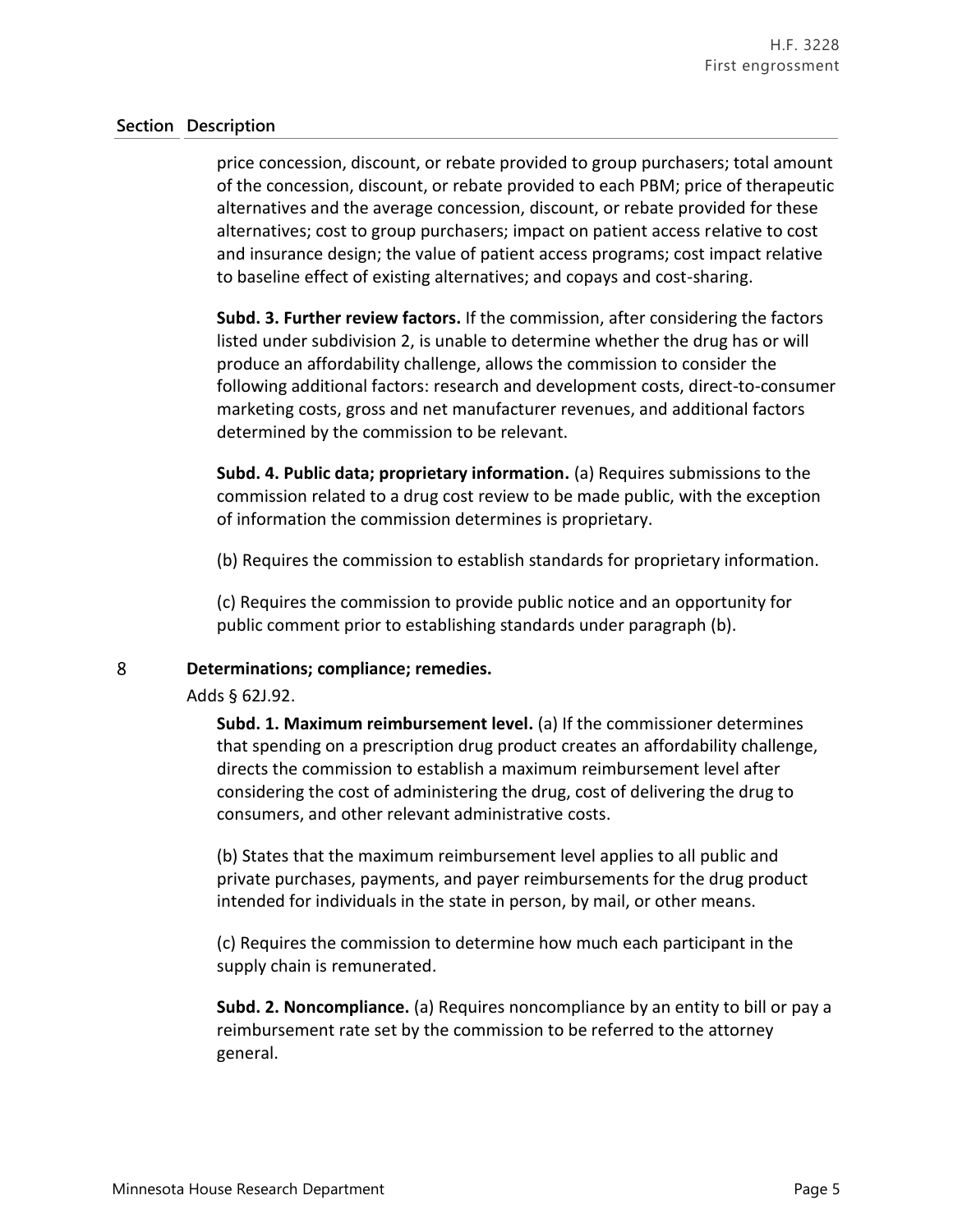| Section | Description |
|---|---|
| | price concession, discount, or rebate provided to group purchasers; total amount of the concession, discount, or rebate provided to each PBM; price of therapeutic alternatives and the average concession, discount, or rebate provided for these alternatives; cost to group purchasers; impact on patient access relative to cost and insurance design; the value of patient access programs; cost impact relative to baseline effect of existing alternatives; and copays and cost-sharing. |

**Subd. 3. Further review factors.** If the commission, after considering the factors listed under subdivision 2, is unable to determine whether the drug has or will produce an affordability challenge, allows the commission to consider the following additional factors: research and development costs, direct-to-consumer marketing costs, gross and net manufacturer revenues, and additional factors determined by the commission to be relevant.

**Subd. 4. Public data; proprietary information.** (a) Requires submissions to the commission related to a drug cost review to be made public, with the exception of information the commission determines is proprietary.

(b) Requires the commission to establish standards for proprietary information.

(c) Requires the commission to provide public notice and an opportunity for public comment prior to establishing standards under paragraph (b).

## 8 Determinations; compliance; remedies.

Adds § 62J.92.

**Subd. 1. Maximum reimbursement level.** (a) If the commissioner determines that spending on a prescription drug product creates an affordability challenge, directs the commission to establish a maximum reimbursement level after considering the cost of administering the drug, cost of delivering the drug to consumers, and other relevant administrative costs.

(b) States that the maximum reimbursement level applies to all public and private purchases, payments, and payer reimbursements for the drug product intended for individuals in the state in person, by mail, or other means.

(c) Requires the commission to determine how much each participant in the supply chain is remunerated.

**Subd. 2. Noncompliance.** (a) Requires noncompliance by an entity to bill or pay a reimbursement rate set by the commission to be referred to the attorney general.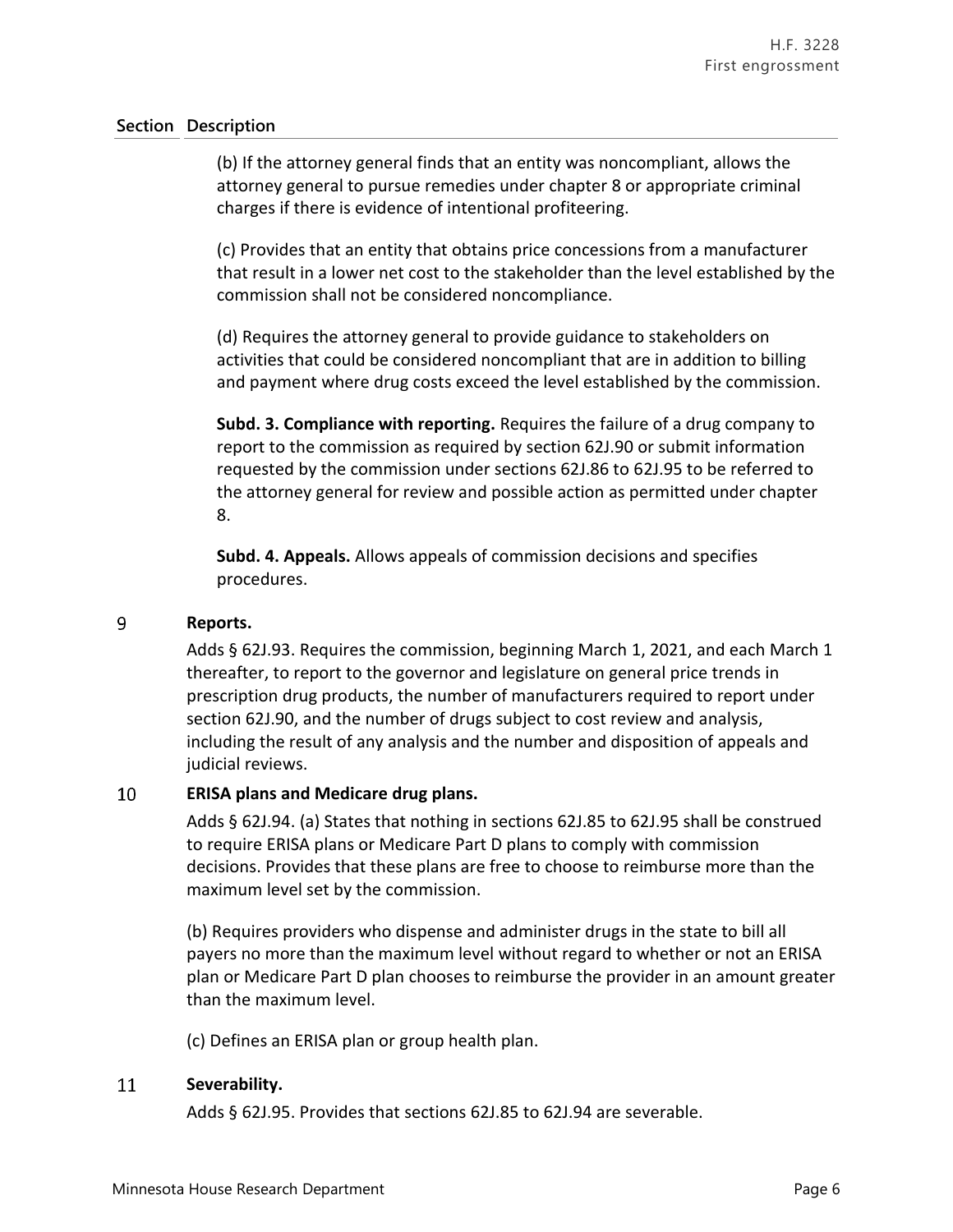| Section | Description |
|---|---|
| | (b) If the attorney general finds that an entity was noncompliant, allows the attorney general to pursue remedies under chapter 8 or appropriate criminal charges if there is evidence of intentional profiteering.<br><br>(c) Provides that an entity that obtains price concessions from a manufacturer that result in a lower net cost to the stakeholder than the level established by the commission shall not be considered noncompliance.<br><br>(d) Requires the attorney general to provide guidance to stakeholders on activities that could be considered noncompliant that are in addition to billing and payment where drug costs exceed the level established by the commission.<br><br>**Subd. 3. Compliance with reporting.** Requires the failure of a drug company to report to the commission as required by section 62J.90 or submit information requested by the commission under sections 62J.86 to 62J.95 to be referred to the attorney general for review and possible action as permitted under chapter 8.<br><br>**Subd. 4. Appeals.** Allows appeals of commission decisions and specifies procedures. |
| 9 | **Reports.**<br><br>Adds § 62J.93. Requires the commission, beginning March 1, 2021, and each March 1 thereafter, to report to the governor and legislature on general price trends in prescription drug products, the number of manufacturers required to report under section 62J.90, and the number of drugs subject to cost review and analysis, including the result of any analysis and the number and disposition of appeals and judicial reviews. |
| 10 | **ERISA plans and Medicare drug plans.**<br><br>Adds § 62J.94. (a) States that nothing in sections 62J.85 to 62J.95 shall be construed to require ERISA plans or Medicare Part D plans to comply with commission decisions. Provides that these plans are free to choose to reimburse more than the maximum level set by the commission.<br><br>(b) Requires providers who dispense and administer drugs in the state to bill all payers no more than the maximum level without regard to whether or not an ERISA plan or Medicare Part D plan chooses to reimburse the provider in an amount greater than the maximum level.<br><br>(c) Defines an ERISA plan or group health plan. |
| 11 | **Severability.**<br><br>Adds § 62J.95. Provides that sections 62J.85 to 62J.94 are severable. |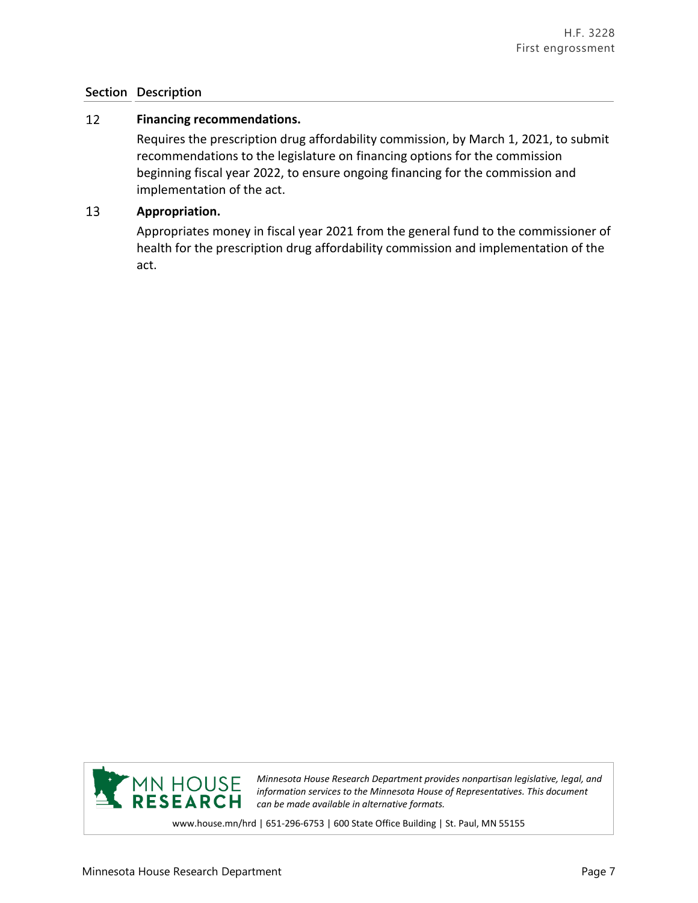| Section | Description |
|---|---|
| 12 | **Financing recommendations.** Requires the prescription drug affordability commission, by March 1, 2021, to submit recommendations to the legislature on financing options for the commission beginning fiscal year 2022, to ensure ongoing financing for the commission and implementation of the act. |
| 13 | **Appropriation.** Appropriates money in fiscal year 2021 from the general fund to the commissioner of health for the prescription drug affordability commission and implementation of the act. |

MN HOUSE RESEARCH

*Minnesota House Research Department provides nonpartisan legislative, legal, and information services to the Minnesota House of Representatives. This document can be made available in alternative formats.*

www.house.mn/hrd | 651-296-6753 | 600 State Office Building | St. Paul, MN 55155